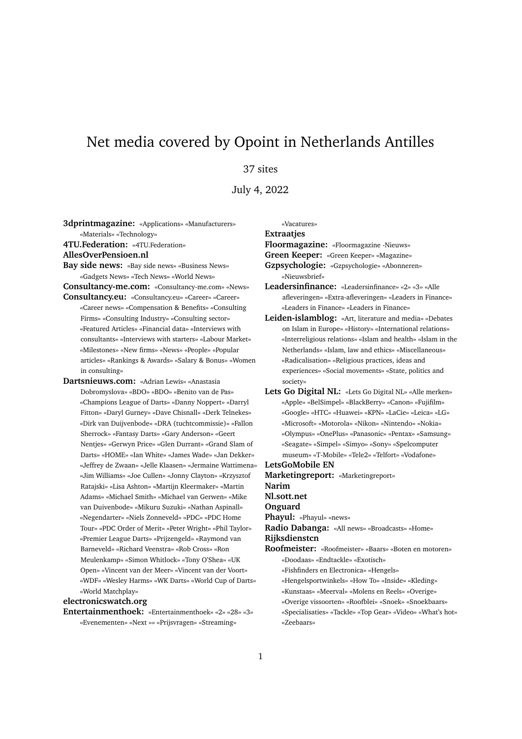# Net media covered by Opoint in Netherlands Antilles

37 sites

July 4, 2022

**3dprintmagazine:** «Applications» «Manufacturers» «Materials» «Technology»

**4TU.Federation:** «4TU.Federation»

**AllesOverPensioen.nl**

**Bay side news:** «Bay side news» «Business News» «Gadgets News» «Tech News» «World News»

**Consultancy-me.com:** «Consultancy-me.com» «News»

**Consultancy.eu:** «Consultancy.eu» «Career» «Career» «Career news» «Compensation & Benefits» «Consulting Firms» «Consulting Industry» «Consulting sector» «Featured Articles» «Financial data» «Interviews with consultants» «Interviews with starters» «Labour Market» «Milestones» «New firms» «News» «People» «Popular articles» «Rankings & Awards» «Salary & Bonus» «Women in consulting»

**Dartsnieuws.com:** «Adrian Lewis» «Anastasia Dobromyslova» «BDO» «BDO» «Benito van de Pas» «Champions League of Darts» «Danny Noppert» «Darryl Fitton» «Daryl Gurney» «Dave Chisnall» «Derk Telnekes» «Dirk van Duijvenbode» «DRA (tuchtcommissie)» «Fallon Sherrock» «Fantasy Darts» «Gary Anderson» «Geert Nentjes» «Gerwyn Price» «Glen Durrant» «Grand Slam of Darts» «HOME» «Ian White» «James Wade» «Jan Dekker» «Jeffrey de Zwaan» «Jelle Klaasen» «Jermaine Wattimena» «Jim Williams» «Joe Cullen» «Jonny Clayton» «Krzysztof Ratajski» «Lisa Ashton» «Martijn Kleermaker» «Martin Adams» «Michael Smith» «Michael van Gerwen» «Mike van Duivenbode» «Mikuru Suzuki» «Nathan Aspinall» «Negendarter» «Niels Zonneveld» «PDC» «PDC Home Tour» «PDC Order of Merit» «Peter Wright» «Phil Taylor» «Premier League Darts» «Prijzengeld» «Raymond van Barneveld» «Richard Veenstra» «Rob Cross» «Ron Meulenkamp» «Simon Whitlock» «Tony O'Shea» «UK Open» «Vincent van der Meer» «Vincent van der Voort» «WDF» «Wesley Harms» «WK Darts» «World Cup of Darts» «World Matchplay»

**electronicswatch.org**

**Entertainmenthoek:** «Entertainmenthoek» «2» «28» «3» «Evenementen» «Next »» «Prijsvragen» «Streaming» «Vacatures»

**Extraatjes**

**Floormagazine:** «Floormagazine -Nieuws»

**Green Keeper:** «Green Keeper» «Magazine»

**Gzpsychologie:** «Gzpsychologie» «Abonneren» «Nieuwsbrief»

**Leadersinfinance:** «Leadersinfinance» «2» «3» «Alle afleveringen» «Extra-afleveringen» «Leaders in Finance» «Leaders in Finance» «Leaders in Finance»

**Leiden-islamblog:** «Art, literature and media» «Debates on Islam in Europe» «History» «International relations» «Interreligious relations» «Islam and health» «Islam in the Netherlands» «Islam, law and ethics» «Miscellaneous» «Radicalisation» «Religious practices, ideas and experiences» «Social movements» «State, politics and society»

**Lets Go Digital NL:** «Lets Go Digital NL» «Alle merken» «Apple» «BelSimpel» «BlackBerry» «Canon» «Fujifilm» «Google» «HTC» «Huawei» «KPN» «LaCie» «Leica» «LG» «Microsoft» «Motorola» «Nikon» «Nintendo» «Nokia» «Olympus» «OnePlus» «Panasonic» «Pentax» «Samsung» «Seagate» «Simpel» «Simyo» «Sony» «Spelcomputer museum» «T-Mobile» «Tele2» «Telfort» «Vodafone»

**LetsGoMobile EN**

**Marketingreport:** «Marketingreport»

**Narim**

**Nl.sott.net**

**Onguard**

**Phayul:** «Phayul» «news»

**Radio Dabanga:** «All news» «Broadcasts» «Home»

**Rijksdienstcn**

**Roofmeister:** «Roofmeister» «Baars» «Boten en motoren» «Doodaas» «Endtackle» «Exotisch» «Fishfinders en Electronica» «Hengels» «Hengelsportwinkels» «How To» «Inside» «Kleding» «Kunstaas» «Meerval» «Molens en Reels» «Overige» «Overige vissoorten» «Roofblei» «Snoek» «Snoekbaars» «Specialisaties» «Tackle» «Top Gear» «Video» «What's hot» «Zeebaars»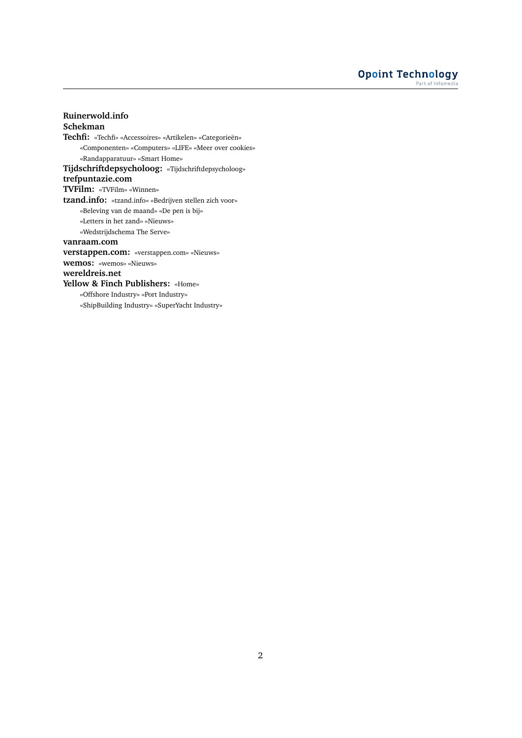**Ruinerwold.info**
**Schekman**
**Techfi:** «Techfi» «Accessoires» «Artikelen» «Categorieën» «Componenten» «Computers» «LIFE» «Meer over cookies» «Randapparatuur» «Smart Home»
**Tijdschriftdepsycholoog:** «Tijdschriftdepsycholoog»
**trefpuntazie.com**
**TVFilm:** «TVFilm» «Winnen»
**tzand.info:** «tzand.info» «Bedrijven stellen zich voor» «Beleving van de maand» «De pen is bij» «Letters in het zand» «Nieuws» «Wedstrijdschema The Serve»
**vanraam.com**
**verstappen.com:** «verstappen.com» «Nieuws»
**wemos:** «wemos» «Nieuws»
**wereldreis.net**
**Yellow & Finch Publishers:** «Home» «Offshore Industry» «Port Industry» «ShipBuilding Industry» «SuperYacht Industry»